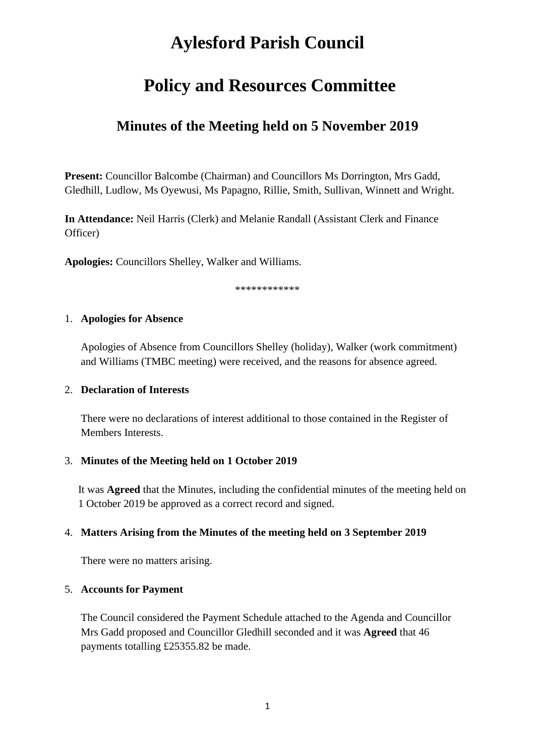# Aylesford Parish Council

# Policy and Resources Committee

## Minutes of the Meeting held on 5 November 2019

**Present:** Councillor Balcombe (Chairman) and Councillors Ms Dorrington, Mrs Gadd, Gledhill, Ludlow, Ms Oyewusi, Ms Papagno, Rillie, Smith, Sullivan, Winnett and Wright.

**In Attendance:** Neil Harris (Clerk) and Melanie Randall (Assistant Clerk and Finance Officer)

**Apologies:** Councillors Shelley, Walker and Williams.

************

1. **Apologies for Absence**

   Apologies of Absence from Councillors Shelley (holiday), Walker (work commitment) and Williams (TMBC meeting) were received, and the reasons for absence agreed.

2. **Declaration of Interests**

   There were no declarations of interest additional to those contained in the Register of Members Interests.

3. **Minutes of the Meeting held on 1 October 2019**

   It was **Agreed** that the Minutes, including the confidential minutes of the meeting held on 1 October 2019 be approved as a correct record and signed.

4. **Matters Arising from the Minutes of the meeting held on 3 September 2019**

   There were no matters arising.

5. **Accounts for Payment**

   The Council considered the Payment Schedule attached to the Agenda and Councillor Mrs Gadd proposed and Councillor Gledhill seconded and it was **Agreed** that 46 payments totalling £25355.82 be made.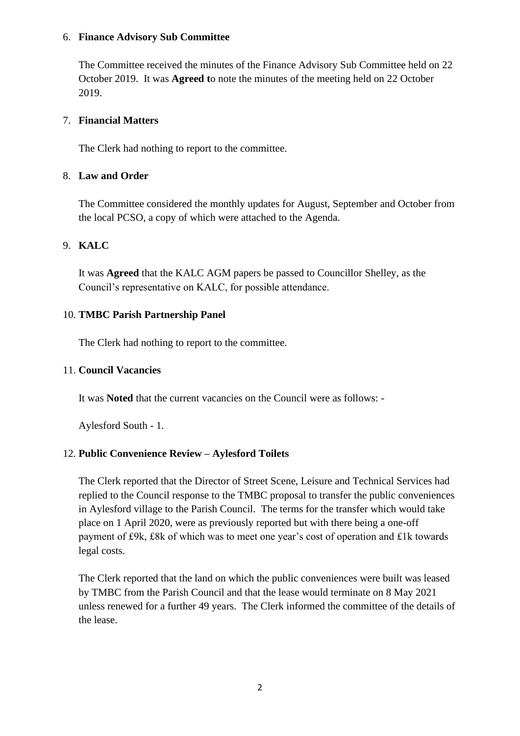6. **Finance Advisory Sub Committee**

   The Committee received the minutes of the Finance Advisory Sub Committee held on 22 October 2019. It was **Agreed t**o note the minutes of the meeting held on 22 October 2019.

7. **Financial Matters**

   The Clerk had nothing to report to the committee.

8. **Law and Order**

   The Committee considered the monthly updates for August, September and October from the local PCSO, a copy of which were attached to the Agenda.

9. **KALC**

   It was **Agreed** that the KALC AGM papers be passed to Councillor Shelley, as the Council's representative on KALC, for possible attendance.

10. **TMBC Parish Partnership Panel**

    The Clerk had nothing to report to the committee.

11. **Council Vacancies**

    It was **Noted** that the current vacancies on the Council were as follows: -

    Aylesford South - 1.

12. **Public Convenience Review – Aylesford Toilets**

    The Clerk reported that the Director of Street Scene, Leisure and Technical Services had replied to the Council response to the TMBC proposal to transfer the public conveniences in Aylesford village to the Parish Council. The terms for the transfer which would take place on 1 April 2020, were as previously reported but with there being a one-off payment of £9k, £8k of which was to meet one year's cost of operation and £1k towards legal costs.

    The Clerk reported that the land on which the public conveniences were built was leased by TMBC from the Parish Council and that the lease would terminate on 8 May 2021 unless renewed for a further 49 years. The Clerk informed the committee of the details of the lease.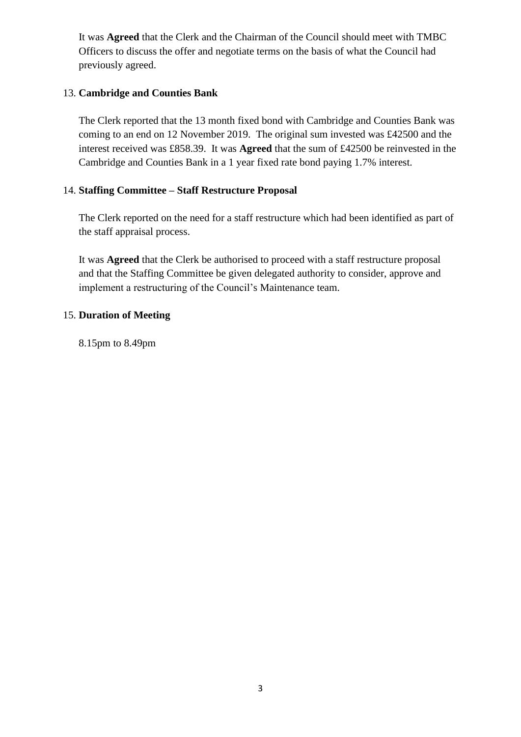It was **Agreed** that the Clerk and the Chairman of the Council should meet with TMBC Officers to discuss the offer and negotiate terms on the basis of what the Council had previously agreed.

13. **Cambridge and Counties Bank**

    The Clerk reported that the 13 month fixed bond with Cambridge and Counties Bank was coming to an end on 12 November 2019. The original sum invested was £42500 and the interest received was £858.39. It was **Agreed** that the sum of £42500 be reinvested in the Cambridge and Counties Bank in a 1 year fixed rate bond paying 1.7% interest.

14. **Staffing Committee – Staff Restructure Proposal**

    The Clerk reported on the need for a staff restructure which had been identified as part of the staff appraisal process.

    It was **Agreed** that the Clerk be authorised to proceed with a staff restructure proposal and that the Staffing Committee be given delegated authority to consider, approve and implement a restructuring of the Council's Maintenance team.

15. **Duration of Meeting**

    8.15pm to 8.49pm